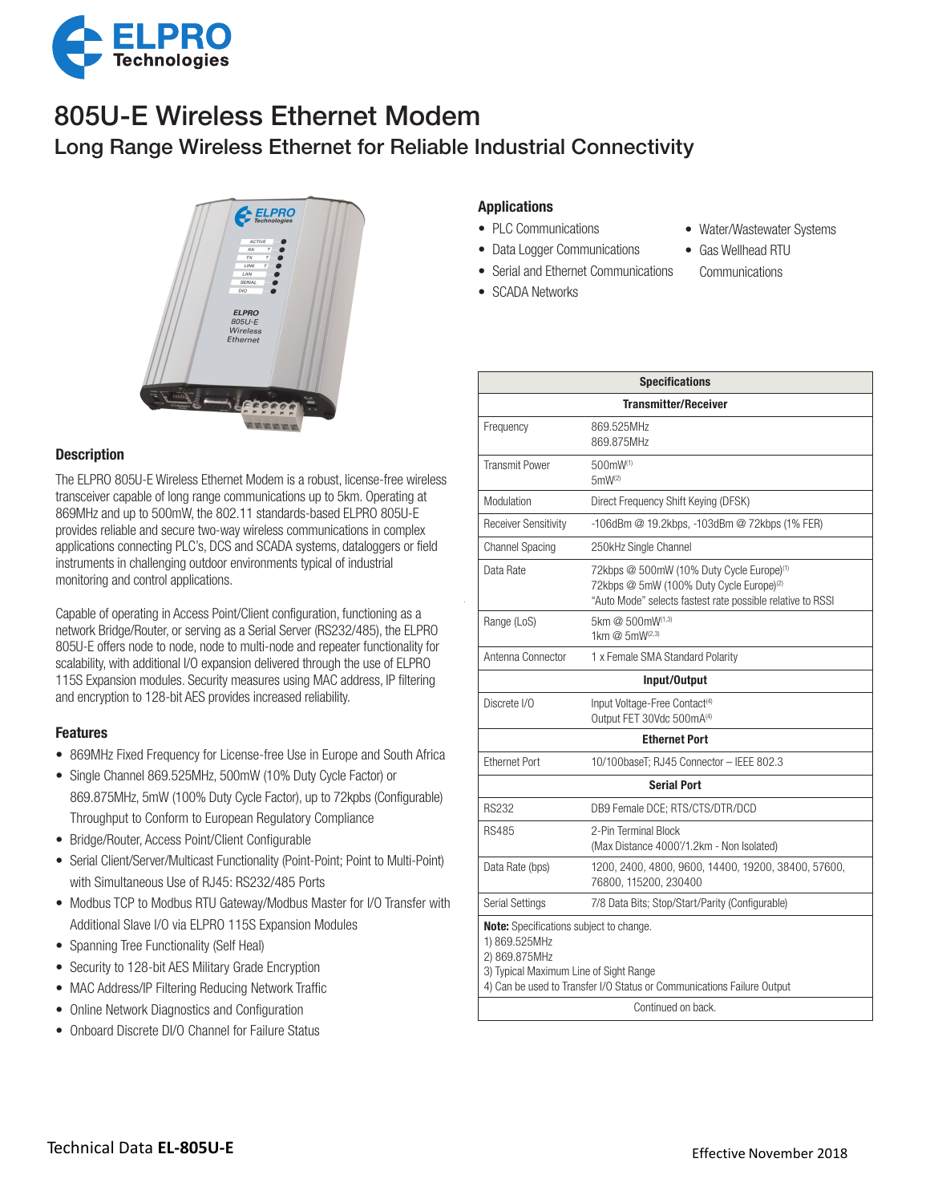# 805U-E Wireless Ethernet Modem

## Long Range Wireless Ethernet for Reliable Industrial Connectivity

### Description

The ELPRO 805U-E Wireless Ethernet Modem is a robust, license-free wireless transceiver capable of long range communications up to 5km. Operating at 869MHz and up to 500mW, the 802.11 standards-based ELPRO 805U-E provides reliable and secure two-way wireless communications in complex applications connecting PLC's, DCS and SCADA systems, dataloggers or field instruments in challenging outdoor environments typical of industrial monitoring and control applications.

Capable of operating in Access Point/Client configuration, functioning as a network Bridge/Router, or serving as a Serial Server (RS232/485), the ELPRO 805U-E offers node to node, node to multi-node and repeater functionality for scalability, with additional I/O expansion delivered through the use of ELPRO 115S Expansion modules. Security measures using MAC address, IP filtering and encryption to 128-bit AES provides increased reliability.

### Features

- 869MHz Fixed Frequency for License-free Use in Europe and South Africa
- Single Channel 869.525MHz, 500mW (10% Duty Cycle Factor) or 869.875MHz, 5mW (100% Duty Cycle Factor), up to 72kpbs (Configurable) Throughput to Conform to European Regulatory Compliance
- Bridge/Router, Access Point/Client Configurable
- Serial Client/Server/Multicast Functionality (Point-Point; Point to Multi-Point) with Simultaneous Use of RJ45: RS232/485 Ports
- Modbus TCP to Modbus RTU Gateway/Modbus Master for I/O Transfer with Additional Slave I/O via ELPRO 115S Expansion Modules
- Spanning Tree Functionality (Self Heal)
- Security to 128-bit AES Military Grade Encryption
- MAC Address/IP Filtering Reducing Network Traffic
- Online Network Diagnostics and Configuration
- Onboard Discrete DI/O Channel for Failure Status

### Applications

- PLC Communications
- Data Logger Communications
- Serial and Ethernet Communications
- SCADA Networks
- Water/Wastewater Systems
- Gas Wellhead RTU Communications

| Specifications | |
|---|---|
| **Transmitter/Receiver** | |
| Frequency | 869.525MHz<br>869.875MHz |
| Transmit Power | 500mW[1]<br>5mW[2] |
| Modulation | Direct Frequency Shift Keying (DFSK) |
| Receiver Sensitivity | -106dBm @ 19.2kbps, -103dBm @ 72kbps (1% FER) |
| Channel Spacing | 250kHz Single Channel |
| Data Rate | 72kbps @ 500mW (10% Duty Cycle Europe)[1]<br>72kbps @ 5mW (100% Duty Cycle Europe)[2]<br>"Auto Mode" selects fastest rate possible relative to RSSI |
| Range (LoS) | 5km @ 500mW[1,3]<br>1km @ 5mW[2,3] |
| Antenna Connector | 1 x Female SMA Standard Polarity |
| **Input/Output** | |
| Discrete I/O | Input Voltage-Free Contact[4]<br>Output FET 30Vdc 500mA[4] |
| **Ethernet Port** | |
| Ethernet Port | 10/100baseT; RJ45 Connector – IEEE 802.3 |
| **Serial Port** | |
| RS232 | DB9 Female DCE; RTS/CTS/DTR/DCD |
| RS485 | 2-Pin Terminal Block<br>(Max Distance 4000'/1.2km - Non Isolated) |
| Data Rate (bps) | 1200, 2400, 4800, 9600, 14400, 19200, 38400, 57600, 76800, 115200, 230400 |
| Serial Settings | 7/8 Data Bits; Stop/Start/Parity (Configurable) |

**Note:** Specifications subject to change.
1) 869.525MHz
2) 869.875MHz
3) Typical Maximum Line of Sight Range
4) Can be used to Transfer I/O Status or Communications Failure Output

Continued on back.

Technical Data **EL-805U-E**

Effective November 2018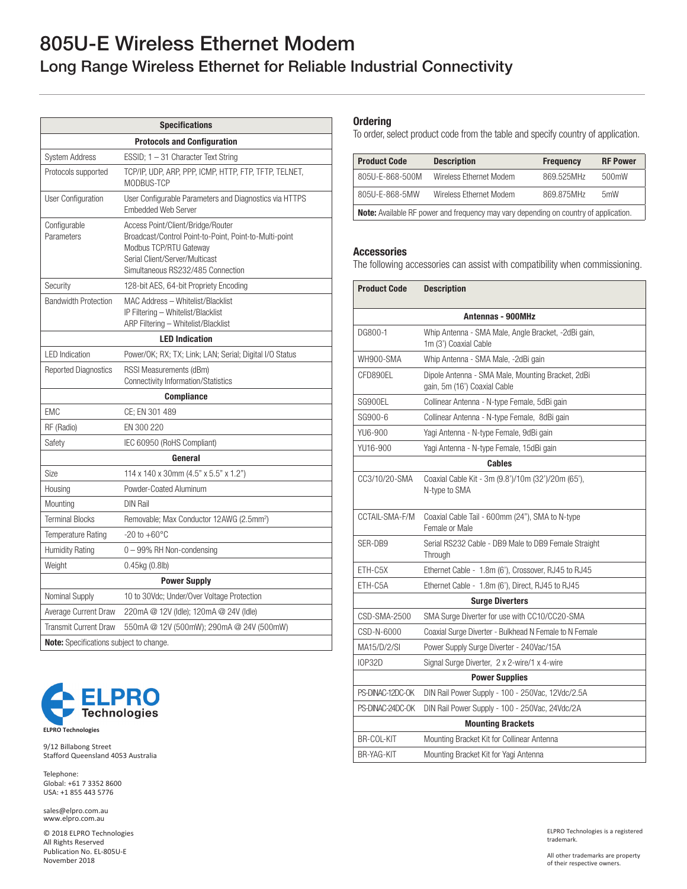# 805U-E Wireless Ethernet Modem

## Long Range Wireless Ethernet for Reliable Industrial Connectivity

| Specifications | |
|---|---|
| **Protocols and Configuration** | |
| System Address | ESSID; 1 – 31 Character Text String |
| Protocols supported | TCP/IP, UDP, ARP, PPP, ICMP, HTTP, FTP, TFTP, TELNET, MODBUS-TCP |
| User Configuration | User Configurable Parameters and Diagnostics via HTTPS Embedded Web Server |
| Configurable Parameters | Access Point/Client/Bridge/Router<br>Broadcast/Control Point-to-Point, Point-to-Multi-point<br>Modbus TCP/RTU Gateway<br>Serial Client/Server/Multicast<br>Simultaneous RS232/485 Connection |
| Security | 128-bit AES, 64-bit Propriety Encoding |
| Bandwidth Protection | MAC Address – Whitelist/Blacklist<br>IP Filtering – Whitelist/Blacklist<br>ARP Filtering – Whitelist/Blacklist |
| **LED Indication** | |
| LED Indication | Power/OK; RX; TX; Link; LAN; Serial; Digital I/O Status |
| Reported Diagnostics | RSSI Measurements (dBm)<br>Connectivity Information/Statistics |
| **Compliance** | |
| EMC | CE; EN 301 489 |
| RF (Radio) | EN 300 220 |
| Safety | IEC 60950 (RoHS Compliant) |
| **General** | |
| Size | 114 x 140 x 30mm (4.5" x 5.5" x 1.2") |
| Housing | Powder-Coated Aluminum |
| Mounting | DIN Rail |
| Terminal Blocks | Removable; Max Conductor 12AWG (2.5mm$^2$) |
| Temperature Rating | -20 to +60°C |
| Humidity Rating | 0 – 99% RH Non-condensing |
| Weight | 0.45kg (0.8lb) |
| **Power Supply** | |
| Nominal Supply | 10 to 30Vdc; Under/Over Voltage Protection |
| Average Current Draw | 220mA @ 12V (Idle); 120mA @ 24V (Idle) |
| Transmit Current Draw | 550mA @ 12V (500mW); 290mA @ 24V (500mW) |

**Note:** Specifications subject to change.

### Ordering

To order, select product code from the table and specify country of application.

| Product Code | Description | Frequency | RF Power |
|---|---|---|---|
| 805U-E-868-500M | Wireless Ethernet Modem | 869.525MHz | 500mW |
| 805U-E-868-5MW | Wireless Ethernet Modem | 869.875MHz | 5mW |

**Note:** Available RF power and frequency may vary depending on country of application.

### Accessories

The following accessories can assist with compatibility when commissioning.

| Product Code | Description |
|---|---|
| **Antennas - 900MHz** | |
| DG800-1 | Whip Antenna - SMA Male, Angle Bracket, -2dBi gain, 1m (3') Coaxial Cable |
| WH900-SMA | Whip Antenna - SMA Male, -2dBi gain |
| CFD890EL | Dipole Antenna - SMA Male, Mounting Bracket, 2dBi gain, 5m (16') Coaxial Cable |
| SG900EL | Collinear Antenna - N-type Female, 5dBi gain |
| SG900-6 | Collinear Antenna - N-type Female, 8dBi gain |
| YU6-900 | Yagi Antenna - N-type Female, 9dBi gain |
| YU16-900 | Yagi Antenna - N-type Female, 15dBi gain |
| **Cables** | |
| CC3/10/20-SMA | Coaxial Cable Kit - 3m (9.8')/10m (32')/20m (65'), N-type to SMA |
| CCTAIL-SMA-F/M | Coaxial Cable Tail - 600mm (24"), SMA to N-type Female or Male |
| SER-DB9 | Serial RS232 Cable - DB9 Male to DB9 Female Straight Through |
| ETH-C5X | Ethernet Cable - 1.8m (6'), Crossover, RJ45 to RJ45 |
| ETH-C5A | Ethernet Cable - 1.8m (6'), Direct, RJ45 to RJ45 |
| **Surge Diverters** | |
| CSD-SMA-2500 | SMA Surge Diverter for use with CC10/CC20-SMA |
| CSD-N-6000 | Coaxial Surge Diverter - Bulkhead N Female to N Female |
| MA15/D/2/SI | Power Supply Surge Diverter - 240Vac/15A |
| IOP32D | Signal Surge Diverter, 2 x 2-wire/1 x 4-wire |
| **Power Supplies** | |
| PS-DINAC-12DC-OK | DIN Rail Power Supply - 100 - 250Vac, 12Vdc/2.5A |
| PS-DINAC-24DC-OK | DIN Rail Power Supply - 100 - 250Vac, 24Vdc/2A |
| **Mounting Brackets** | |
| BR-COL-KIT | Mounting Bracket Kit for Collinear Antenna |
| BR-YAG-KIT | Mounting Bracket Kit for Yagi Antenna |

ELPRO Technologies

ELPRO Technologies

9/12 Billabong Street
Stafford Queensland 4053 Australia

Telephone:
Global: +61 7 3352 8600
USA: +1 855 443 5776

sales@elpro.com.au
www.elpro.com.au

© 2018 ELPRO Technologies
All Rights Reserved
Publication No. EL-805U-E
November 2018

ELPRO Technologies is a registered trademark.

All other trademarks are property of their respective owners.